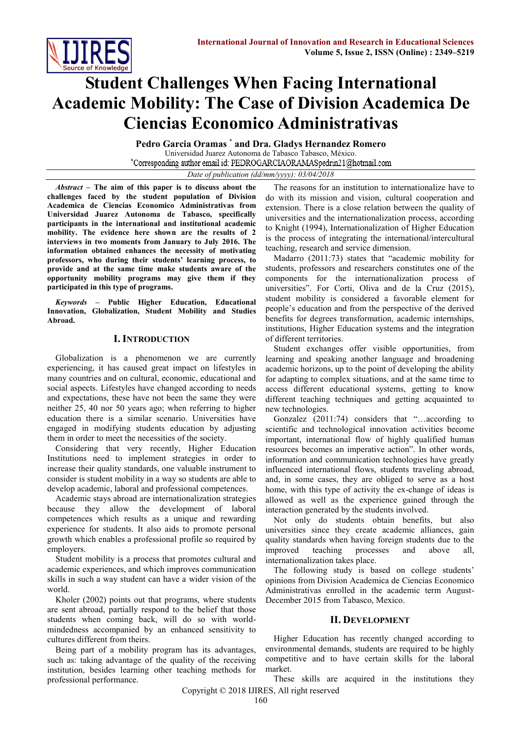# Student Challenges When Facing International Academic Mobility: The Case of Division Academica De Ciencias Economico Administrativas

**Pedro Garcia Oramas** [*] **and Dra. Gladys Hernandez Romero**

Universidad Juarez Autonoma de Tabasco Tabasco, México.

[*]Corresponding author email id: PEDROGARCIAORAMASpedrin21@hotmail.com

*Date of publication (dd/mm/yyyy): 03/04/2018*

***Abstract*** **– The aim of this paper is to discuss about the challenges faced by the student population of Division Academica de Ciencias Economico Administrativas from Universidad Juarez Autonoma de Tabasco, specifically participants in the international and institutional academic mobility. The evidence here shown are the results of 2 interviews in two moments from January to July 2016. The information obtained enhances the necessity of motivating professors, who during their students' learning process, to provide and at the same time make students aware of the opportunity mobility programs may give them if they participated in this type of programs.**

***Keywords*** **– Public Higher Education, Educational Innovation, Globalization, Student Mobility and Studies Abroad.**

## I. Introduction

Globalization is a phenomenon we are currently experiencing, it has caused great impact on lifestyles in many countries and on cultural, economic, educational and social aspects. Lifestyles have changed according to needs and expectations, these have not been the same they were neither 25, 40 nor 50 years ago; when referring to higher education there is a similar scenario. Universities have engaged in modifying students education by adjusting them in order to meet the necessities of the society.

Considering that very recently, Higher Education Institutions need to implement strategies in order to increase their quality standards, one valuable instrument to consider is student mobility in a way so students are able to develop academic, laboral and professional competences.

Academic stays abroad are internationalization strategies because they allow the development of laboral competences which results as a unique and rewarding experience for students. It also aids to promote personal growth which enables a professional profile so required by employers.

Student mobility is a process that promotes cultural and academic experiences, and which improves communication skills in such a way student can have a wider vision of the world.

Kholer (2002) points out that programs, where students are sent abroad, partially respond to the belief that those students when coming back, will do so with world-mindedness accompanied by an enhanced sensitivity to cultures different from theirs.

Being part of a mobility program has its advantages, such as: taking advantage of the quality of the receiving institution, besides learning other teaching methods for professional performance.

The reasons for an institution to internationalize have to do with its mission and vision, cultural cooperation and extension. There is a close relation between the quality of universities and the internationalization process, according to Knight (1994), Internationalization of Higher Education is the process of integrating the international/intercultural teaching, research and service dimension.

Madarro (2011:73) states that "academic mobility for students, professors and researchers constitutes one of the components for the internationalization process of universities". For Corti, Oliva and de la Cruz (2015), student mobility is considered a favorable element for people's education and from the perspective of the derived benefits for degrees transformation, academic internships, institutions, Higher Education systems and the integration of different territories.

Student exchanges offer visible opportunities, from learning and speaking another language and broadening academic horizons, up to the point of developing the ability for adapting to complex situations, and at the same time to access different educational systems, getting to know different teaching techniques and getting acquainted to new technologies.

Gonzalez (2011:74) considers that "…according to scientific and technological innovation activities become important, international flow of highly qualified human resources becomes an imperative action". In other words, information and communication technologies have greatly influenced international flows, students traveling abroad, and, in some cases, they are obliged to serve as a host home, with this type of activity the ex-change of ideas is allowed as well as the experience gained through the interaction generated by the students involved.

Not only do students obtain benefits, but also universities since they create academic alliances, gain quality standards when having foreign students due to the improved teaching processes and above all, internationalization takes place.

The following study is based on college students' opinions from Division Academica de Ciencias Economico Administrativas enrolled in the academic term August-December 2015 from Tabasco, Mexico.

## II. Development

Higher Education has recently changed according to environmental demands, students are required to be highly competitive and to have certain skills for the laboral market.

These skills are acquired in the institutions they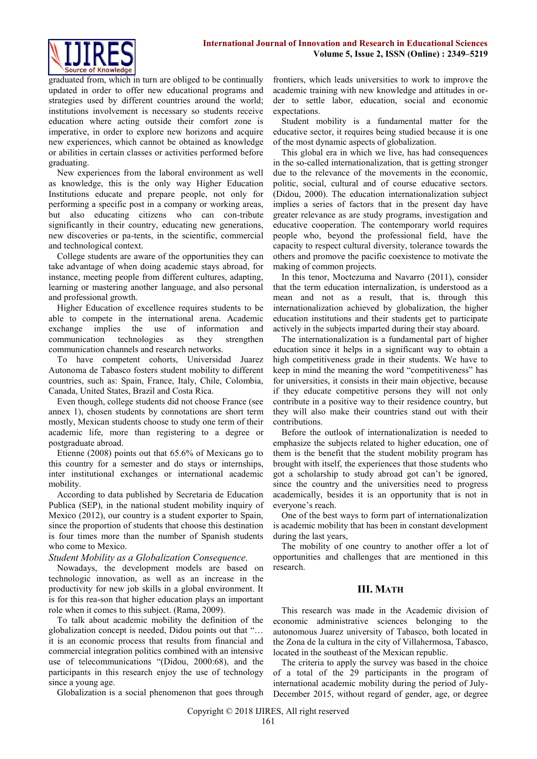graduated from, which in turn are obliged to be continually updated in order to offer new educational programs and strategies used by different countries around the world; institutions involvement is necessary so students receive education where acting outside their comfort zone is imperative, in order to explore new horizons and acquire new experiences, which cannot be obtained as knowledge or abilities in certain classes or activities performed before graduating.

New experiences from the laboral environment as well as knowledge, this is the only way Higher Education Institutions educate and prepare people, not only for performing a specific post in a company or working areas, but also educating citizens who can con-tribute significantly in their country, educating new generations, new discoveries or pa-tents, in the scientific, commercial and technological context.

College students are aware of the opportunities they can take advantage of when doing academic stays abroad, for instance, meeting people from different cultures, adapting, learning or mastering another language, and also personal and professional growth.

Higher Education of excellence requires students to be able to compete in the international arena. Academic exchange implies the use of information and communication technologies as they strengthen communication channels and research networks.

To have competent cohorts, Universidad Juarez Autonoma de Tabasco fosters student mobility to different countries, such as: Spain, France, Italy, Chile, Colombia, Canada, United States, Brazil and Costa Rica.

Even though, college students did not choose France (see annex 1), chosen students by connotations are short term mostly, Mexican students choose to study one term of their academic life, more than registering to a degree or postgraduate abroad.

Etienne (2008) points out that 65.6% of Mexicans go to this country for a semester and do stays or internships, inter institutional exchanges or international academic mobility.

According to data published by Secretaria de Education Publica (SEP), in the national student mobility inquiry of Mexico (2012), our country is a student exporter to Spain, since the proportion of students that choose this destination is four times more than the number of Spanish students who come to Mexico.

*Student Mobility as a Globalization Consequence.*

Nowadays, the development models are based on technologic innovation, as well as an increase in the productivity for new job skills in a global environment. It is for this rea-son that higher education plays an important role when it comes to this subject. (Rama, 2009).

To talk about academic mobility the definition of the globalization concept is needed, Didou points out that "… it is an economic process that results from financial and commercial integration politics combined with an intensive use of telecommunications "(Didou, 2000:68), and the participants in this research enjoy the use of technology since a young age.

Globalization is a social phenomenon that goes through frontiers, which leads universities to work to improve the academic training with new knowledge and attitudes in or-der to settle labor, education, social and economic expectations.

Student mobility is a fundamental matter for the educative sector, it requires being studied because it is one of the most dynamic aspects of globalization.

This global era in which we live, has had consequences in the so-called internationalization, that is getting stronger due to the relevance of the movements in the economic, politic, social, cultural and of course educative sectors. (Didou, 2000). The education internationalization subject implies a series of factors that in the present day have greater relevance as are study programs, investigation and educative cooperation. The contemporary world requires people who, beyond the professional field, have the capacity to respect cultural diversity, tolerance towards the others and promove the pacific coexistence to motivate the making of common projects.

In this tenor, Moctezuma and Navarro (2011), consider that the term education internationalization, is understood as a mean and not as a result, that is, through this internationalization achieved by globalization, the higher education institutions and their students get to participate actively in the subjects imparted during their stay aboard.

The internationalization is a fundamental part of higher education since it helps in a significant way to obtain a high competitiveness grade in their students. We have to keep in mind the meaning the word "competitiveness" has for universities, it consists in their main objective, because if they educate competitive persons they will not only contribute in a positive way to their residence country, but they will also make their countries stand out with their contributions.

Before the outlook of internationalization is needed to emphasize the subjects related to higher education, one of them is the benefit that the student mobility program has brought with itself, the experiences that those students who got a scholarship to study abroad got can't be ignored, since the country and the universities need to progress academically, besides it is an opportunity that is not in everyone's reach.

One of the best ways to form part of internationalization is academic mobility that has been in constant development during the last years,

The mobility of one country to another offer a lot of opportunities and challenges that are mentioned in this research.

## III. Math

This research was made in the Academic division of economic administrative sciences belonging to the autonomous Juarez university of Tabasco, both located in the Zona de la cultura in the city of Villahermosa, Tabasco, located in the southeast of the Mexican republic.

The criteria to apply the survey was based in the choice of a total of the 29 participants in the program of international academic mobility during the period of July-December 2015, without regard of gender, age, or degree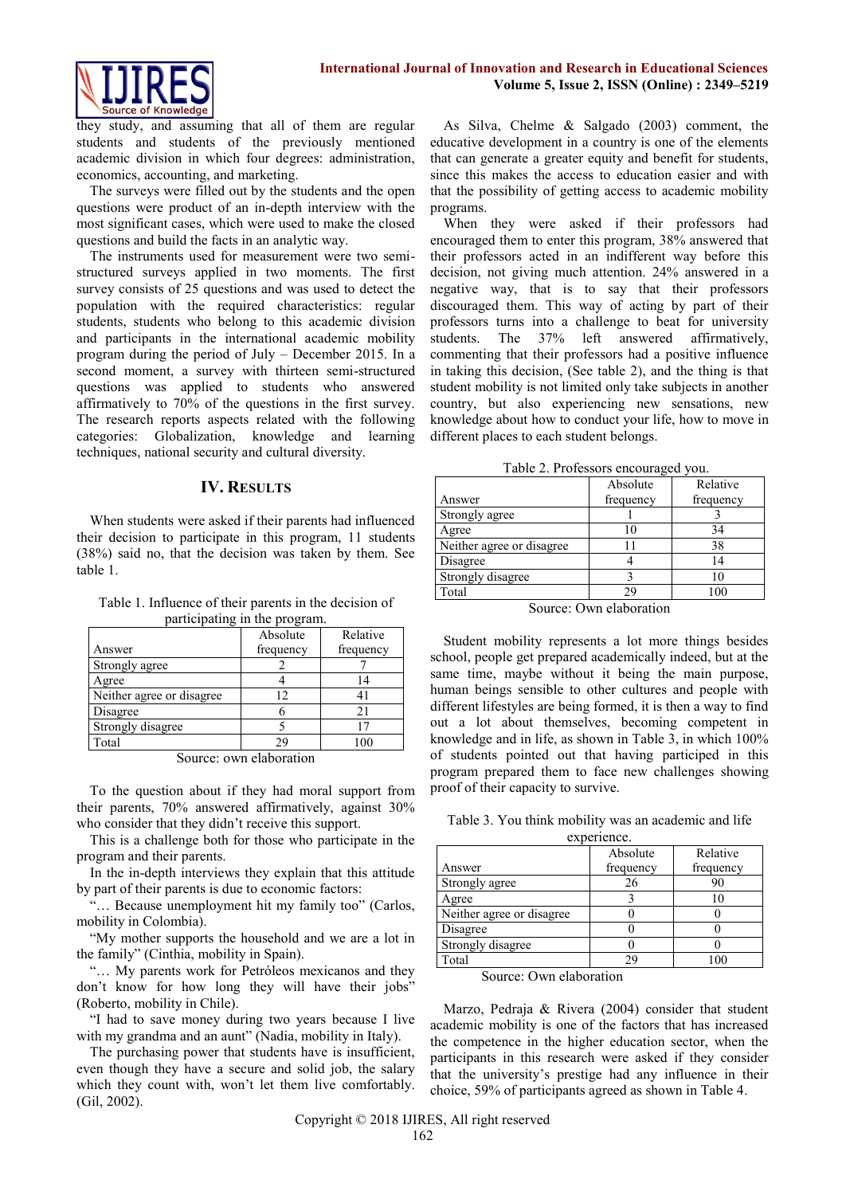they study, and assuming that all of them are regular students and students of the previously mentioned academic division in which four degrees: administration, economics, accounting, and marketing.

The surveys were filled out by the students and the open questions were product of an in-depth interview with the most significant cases, which were used to make the closed questions and build the facts in an analytic way.

The instruments used for measurement were two semi-structured surveys applied in two moments. The first survey consists of 25 questions and was used to detect the population with the required characteristics: regular students, students who belong to this academic division and participants in the international academic mobility program during the period of July – December 2015. In a second moment, a survey with thirteen semi-structured questions was applied to students who answered affirmatively to 70% of the questions in the first survey. The research reports aspects related with the following categories: Globalization, knowledge and learning techniques, national security and cultural diversity.

## IV. Results

When students were asked if their parents had influenced their decision to participate in this program, 11 students (38%) said no, that the decision was taken by them. See table 1.

Table 1. Influence of their parents in the decision of participating in the program.

| Answer | Absolute frequency | Relative frequency |
|---|---|---|
| Strongly agree | 2 | 7 |
| Agree | 4 | 14 |
| Neither agree or disagree | 12 | 41 |
| Disagree | 6 | 21 |
| Strongly disagree | 5 | 17 |
| Total | 29 | 100 |

Source: own elaboration

To the question about if they had moral support from their parents, 70% answered affirmatively, against 30% who consider that they didn't receive this support.

This is a challenge both for those who participate in the program and their parents.

In the in-depth interviews they explain that this attitude by part of their parents is due to economic factors:

"… Because unemployment hit my family too" (Carlos, mobility in Colombia).

"My mother supports the household and we are a lot in the family" (Cinthia, mobility in Spain).

"… My parents work for Petróleos mexicanos and they don't know for how long they will have their jobs" (Roberto, mobility in Chile).

"I had to save money during two years because I live with my grandma and an aunt" (Nadia, mobility in Italy).

The purchasing power that students have is insufficient, even though they have a secure and solid job, the salary which they count with, won't let them live comfortably. (Gil, 2002).

As Silva, Chelme & Salgado (2003) comment, the educative development in a country is one of the elements that can generate a greater equity and benefit for students, since this makes the access to education easier and with that the possibility of getting access to academic mobility programs.

When they were asked if their professors had encouraged them to enter this program, 38% answered that their professors acted in an indifferent way before this decision, not giving much attention. 24% answered in a negative way, that is to say that their professors discouraged them. This way of acting by part of their professors turns into a challenge to beat for university students. The 37% left answered affirmatively, commenting that their professors had a positive influence in taking this decision, (See table 2), and the thing is that student mobility is not limited only take subjects in another country, but also experiencing new sensations, new knowledge about how to conduct your life, how to move in different places to each student belongs.

Table 2. Professors encouraged you.

| Answer | Absolute frequency | Relative frequency |
|---|---|---|
| Strongly agree | 1 | 3 |
| Agree | 10 | 34 |
| Neither agree or disagree | 11 | 38 |
| Disagree | 4 | 14 |
| Strongly disagree | 3 | 10 |
| Total | 29 | 100 |

Source: Own elaboration

Student mobility represents a lot more things besides school, people get prepared academically indeed, but at the same time, maybe without it being the main purpose, human beings sensible to other cultures and people with different lifestyles are being formed, it is then a way to find out a lot about themselves, becoming competent in knowledge and in life, as shown in Table 3, in which 100% of students pointed out that having participled in this program prepared them to face new challenges showing proof of their capacity to survive.

Table 3. You think mobility was an academic and life experience.

| Answer | Absolute frequency | Relative frequency |
|---|---|---|
| Strongly agree | 26 | 90 |
| Agree | 3 | 10 |
| Neither agree or disagree | 0 | 0 |
| Disagree | 0 | 0 |
| Strongly disagree | 0 | 0 |
| Total | 29 | 100 |

Source: Own elaboration

Marzo, Pedraja & Rivera (2004) consider that student academic mobility is one of the factors that has increased the competence in the higher education sector, when the participants in this research were asked if they consider that the university's prestige had any influence in their choice, 59% of participants agreed as shown in Table 4.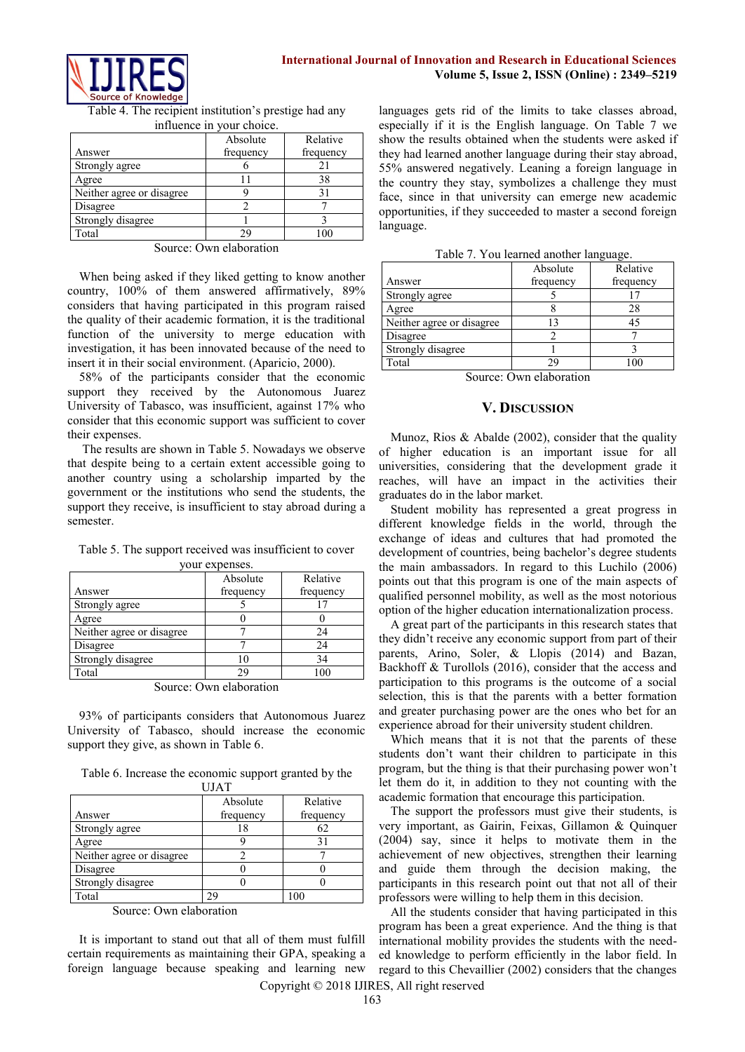Table 4. The recipient institution's prestige had any influence in your choice.

| Answer | Absolute frequency | Relative frequency |
|---|---|---|
| Strongly agree | 6 | 21 |
| Agree | 11 | 38 |
| Neither agree or disagree | 9 | 31 |
| Disagree | 2 | 7 |
| Strongly disagree | 1 | 3 |
| Total | 29 | 100 |

Source: Own elaboration

When being asked if they liked getting to know another country, 100% of them answered affirmatively, 89% considers that having participated in this program raised the quality of their academic formation, it is the traditional function of the university to merge education with investigation, it has been innovated because of the need to insert it in their social environment. (Aparicio, 2000).

58% of the participants consider that the economic support they received by the Autonomous Juarez University of Tabasco, was insufficient, against 17% who consider that this economic support was sufficient to cover their expenses.

The results are shown in Table 5. Nowadays we observe that despite being to a certain extent accessible going to another country using a scholarship imparted by the government or the institutions who send the students, the support they receive, is insufficient to stay abroad during a semester.

Table 5. The support received was insufficient to cover your expenses.

| Answer | Absolute frequency | Relative frequency |
|---|---|---|
| Strongly agree | 5 | 17 |
| Agree | 0 | 0 |
| Neither agree or disagree | 7 | 24 |
| Disagree | 7 | 24 |
| Strongly disagree | 10 | 34 |
| Total | 29 | 100 |

Source: Own elaboration

93% of participants considers that Autonomous Juarez University of Tabasco, should increase the economic support they give, as shown in Table 6.

Table 6. Increase the economic support granted by the UJAT

| Answer | Absolute frequency | Relative frequency |
|---|---|---|
| Strongly agree | 18 | 62 |
| Agree | 9 | 31 |
| Neither agree or disagree | 2 | 7 |
| Disagree | 0 | 0 |
| Strongly disagree | 0 | 0 |
| Total | 29 | 100 |

Source: Own elaboration

It is important to stand out that all of them must fulfill certain requirements as maintaining their GPA, speaking a foreign language because speaking and learning new languages gets rid of the limits to take classes abroad, especially if it is the English language. On Table 7 we show the results obtained when the students were asked if they had learned another language during their stay abroad, 55% answered negatively. Leaning a foreign language in the country they stay, symbolizes a challenge they must face, since in that university can emerge new academic opportunities, if they succeeded to master a second foreign language.

Table 7. You learned another language.

| Answer | Absolute frequency | Relative frequency |
|---|---|---|
| Strongly agree | 5 | 17 |
| Agree | 8 | 28 |
| Neither agree or disagree | 13 | 45 |
| Disagree | 2 | 7 |
| Strongly disagree | 1 | 3 |
| Total | 29 | 100 |

Source: Own elaboration

## V. Discussion

Munoz, Rios & Abalde (2002), consider that the quality of higher education is an important issue for all universities, considering that the development grade it reaches, will have an impact in the activities their graduates do in the labor market.

Student mobility has represented a great progress in different knowledge fields in the world, through the exchange of ideas and cultures that had promoted the development of countries, being bachelor's degree students the main ambassadors. In regard to this Luchilo (2006) points out that this program is one of the main aspects of qualified personnel mobility, as well as the most notorious option of the higher education internationalization process.

A great part of the participants in this research states that they didn't receive any economic support from part of their parents, Arino, Soler, & Llopis (2014) and Bazan, Backhoff & Turollols (2016), consider that the access and participation to this programs is the outcome of a social selection, this is that the parents with a better formation and greater purchasing power are the ones who bet for an experience abroad for their university student children.

Which means that it is not that the parents of these students don't want their children to participate in this program, but the thing is that their purchasing power won't let them do it, in addition to they not counting with the academic formation that encourage this participation.

The support the professors must give their students, is very important, as Gairin, Feixas, Gillamon & Quinquer (2004) say, since it helps to motivate them in the achievement of new objectives, strengthen their learning and guide them through the decision making, the participants in this research point out that not all of their professors were willing to help them in this decision.

All the students consider that having participated in this program has been a great experience. And the thing is that international mobility provides the students with the need-ed knowledge to perform efficiently in the labor field. In regard to this Chevaillier (2002) considers that the changes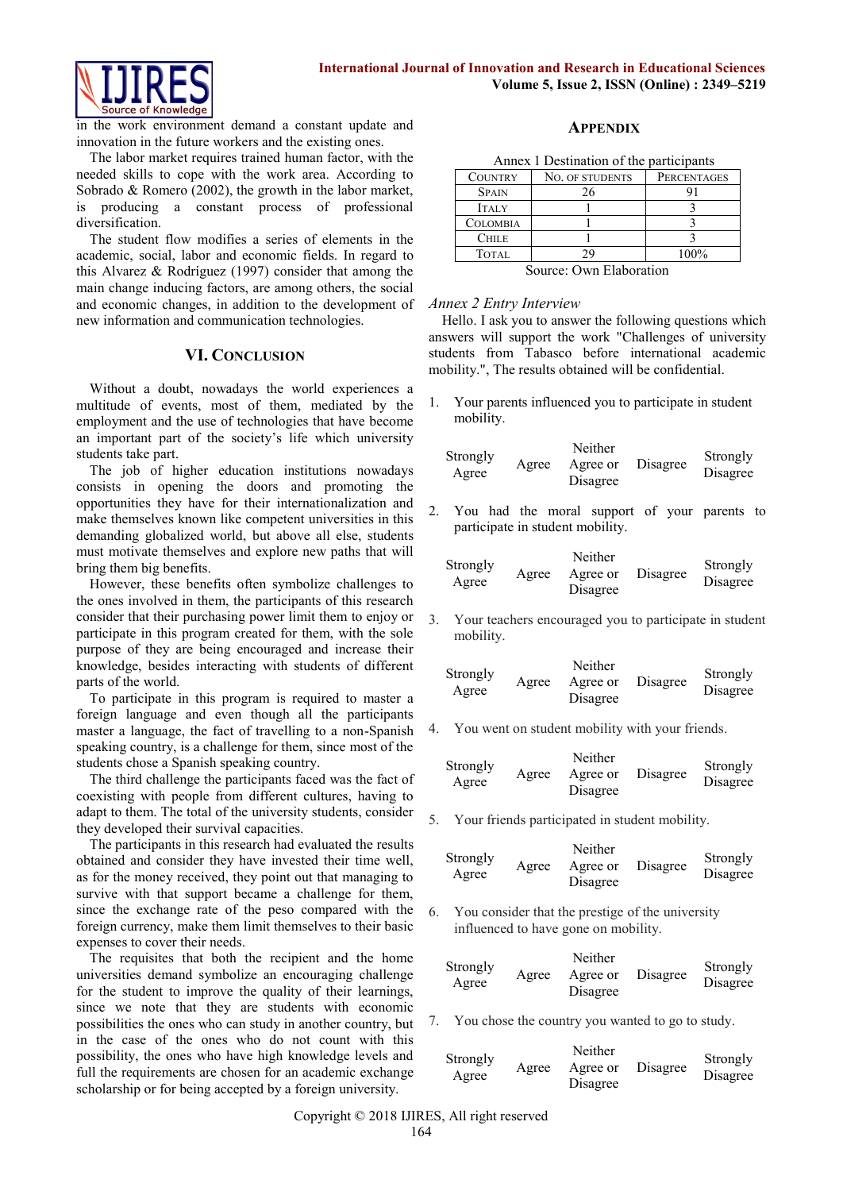in the work environment demand a constant update and innovation in the future workers and the existing ones.

The labor market requires trained human factor, with the needed skills to cope with the work area. According to Sobrado & Romero (2002), the growth in the labor market, is producing a constant process of professional diversification.

The student flow modifies a series of elements in the academic, social, labor and economic fields. In regard to this Alvarez & Rodríguez (1997) consider that among the main change inducing factors, are among others, the social and economic changes, in addition to the development of new information and communication technologies.

## VI. Conclusion

Without a doubt, nowadays the world experiences a multitude of events, most of them, mediated by the employment and the use of technologies that have become an important part of the society's life which university students take part.

The job of higher education institutions nowadays consists in opening the doors and promoting the opportunities they have for their internationalization and make themselves known like competent universities in this demanding globalized world, but above all else, students must motivate themselves and explore new paths that will bring them big benefits.

However, these benefits often symbolize challenges to the ones involved in them, the participants of this research consider that their purchasing power limit them to enjoy or participate in this program created for them, with the sole purpose of they are being encouraged and increase their knowledge, besides interacting with students of different parts of the world.

To participate in this program is required to master a foreign language and even though all the participants master a language, the fact of travelling to a non-Spanish speaking country, is a challenge for them, since most of the students chose a Spanish speaking country.

The third challenge the participants faced was the fact of coexisting with people from different cultures, having to adapt to them. The total of the university students, consider they developed their survival capacities.

The participants in this research had evaluated the results obtained and consider they have invested their time well, as for the money received, they point out that managing to survive with that support became a challenge for them, since the exchange rate of the peso compared with the foreign currency, make them limit themselves to their basic expenses to cover their needs.

The requisites that both the recipient and the home universities demand symbolize an encouraging challenge for the student to improve the quality of their learnings, since we note that they are students with economic possibilities the ones who can study in another country, but in the case of the ones who do not count with this possibility, the ones who have high knowledge levels and full the requirements are chosen for an academic exchange scholarship or for being accepted by a foreign university.

## Appendix

Annex 1 Destination of the participants

| Country | No. of Students | Percentages |
|---|---|---|
| Spain | 26 | 91 |
| Italy | 1 | 3 |
| Colombia | 1 | 3 |
| Chile | 1 | 3 |
| Total | 29 | 100% |

Source: Own Elaboration

*Annex 2 Entry Interview*

Hello. I ask you to answer the following questions which answers will support the work "Challenges of university students from Tabasco before international academic mobility.", The results obtained will be confidential.

1. Your parents influenced you to participate in student mobility.

   Strongly Agree | Agree | Neither Agree or Disagree | Disagree | Strongly Disagree

2. You had the moral support of your parents to participate in student mobility.

   Strongly Agree | Agree | Neither Agree or Disagree | Disagree | Strongly Disagree

3. Your teachers encouraged you to participate in student mobility.

   Strongly Agree | Agree | Neither Agree or Disagree | Disagree | Strongly Disagree

4. You went on student mobility with your friends.

   Strongly Agree | Agree | Neither Agree or Disagree | Disagree | Strongly Disagree

5. Your friends participated in student mobility.

   Strongly Agree | Agree | Neither Agree or Disagree | Disagree | Strongly Disagree

6. You consider that the prestige of the university influenced to have gone on mobility.

   Strongly Agree | Agree | Neither Agree or Disagree | Disagree | Strongly Disagree

7. You chose the country you wanted to go to study.

   Strongly Agree | Agree | Neither Agree or Disagree | Disagree | Strongly Disagree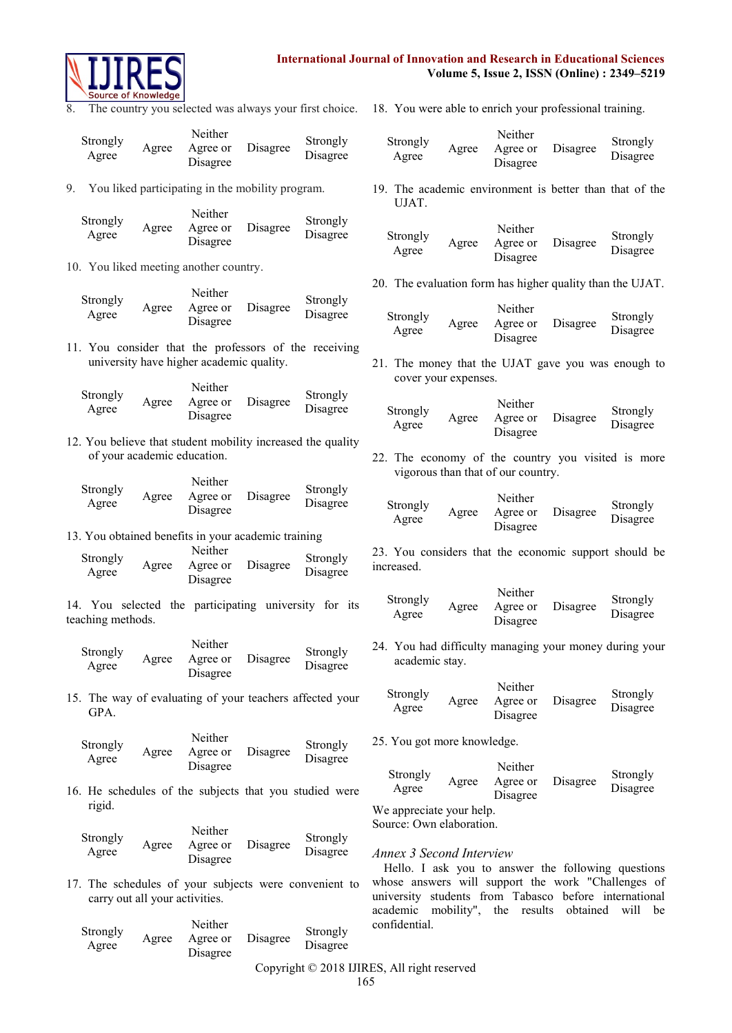8. The country you selected was always your first choice.

| Strongly Agree | Agree | Neither Agree or Disagree | Disagree | Strongly Disagree |
|---|---|---|---|---|

9. You liked participating in the mobility program.

| Strongly Agree | Agree | Neither Agree or Disagree | Disagree | Strongly Disagree |
|---|---|---|---|---|

10. You liked meeting another country.

| Strongly Agree | Agree | Neither Agree or Disagree | Disagree | Strongly Disagree |
|---|---|---|---|---|

11. You consider that the professors of the receiving university have higher academic quality.

| Strongly Agree | Agree | Neither Agree or Disagree | Disagree | Strongly Disagree |
|---|---|---|---|---|

12. You believe that student mobility increased the quality of your academic education.

| Strongly Agree | Agree | Neither Agree or Disagree | Disagree | Strongly Disagree |
|---|---|---|---|---|

13. You obtained benefits in your academic training

| Strongly Agree | Agree | Neither Agree or Disagree | Disagree | Strongly Disagree |
|---|---|---|---|---|

14. You selected the participating university for its teaching methods.

| Strongly Agree | Agree | Neither Agree or Disagree | Disagree | Strongly Disagree |
|---|---|---|---|---|

15. The way of evaluating of your teachers affected your GPA.

| Strongly Agree | Agree | Neither Agree or Disagree | Disagree | Strongly Disagree |
|---|---|---|---|---|

16. He schedules of the subjects that you studied were rigid.

| Strongly Agree | Agree | Neither Agree or Disagree | Disagree | Strongly Disagree |
|---|---|---|---|---|

17. The schedules of your subjects were convenient to carry out all your activities.

| Strongly Agree | Agree | Neither Agree or Disagree | Disagree | Strongly Disagree |
|---|---|---|---|---|

18. You were able to enrich your professional training.

| Strongly Agree | Agree | Neither Agree or Disagree | Disagree | Strongly Disagree |
|---|---|---|---|---|

19. The academic environment is better than that of the UJAT.

| Strongly Agree | Agree | Neither Agree or Disagree | Disagree | Strongly Disagree |
|---|---|---|---|---|

20. The evaluation form has higher quality than the UJAT.

| Strongly Agree | Agree | Neither Agree or Disagree | Disagree | Strongly Disagree |
|---|---|---|---|---|

21. The money that the UJAT gave you was enough to cover your expenses.

| Strongly Agree | Agree | Neither Agree or Disagree | Disagree | Strongly Disagree |
|---|---|---|---|---|

22. The economy of the country you visited is more vigorous than that of our country.

| Strongly Agree | Agree | Neither Agree or Disagree | Disagree | Strongly Disagree |
|---|---|---|---|---|

23. You considers that the economic support should be increased.

| Strongly Agree | Agree | Neither Agree or Disagree | Disagree | Strongly Disagree |
|---|---|---|---|---|

24. You had difficulty managing your money during your academic stay.

| Strongly Agree | Agree | Neither Agree or Disagree | Disagree | Strongly Disagree |
|---|---|---|---|---|

25. You got more knowledge.

| Strongly Agree | Agree | Neither Agree or Disagree | Disagree | Strongly Disagree |
|---|---|---|---|---|

We appreciate your help.
Source: Own elaboration.

### *Annex 3 Second Interview*

Hello. I ask you to answer the following questions whose answers will support the work "Challenges of university students from Tabasco before international academic mobility", the results obtained will be confidential.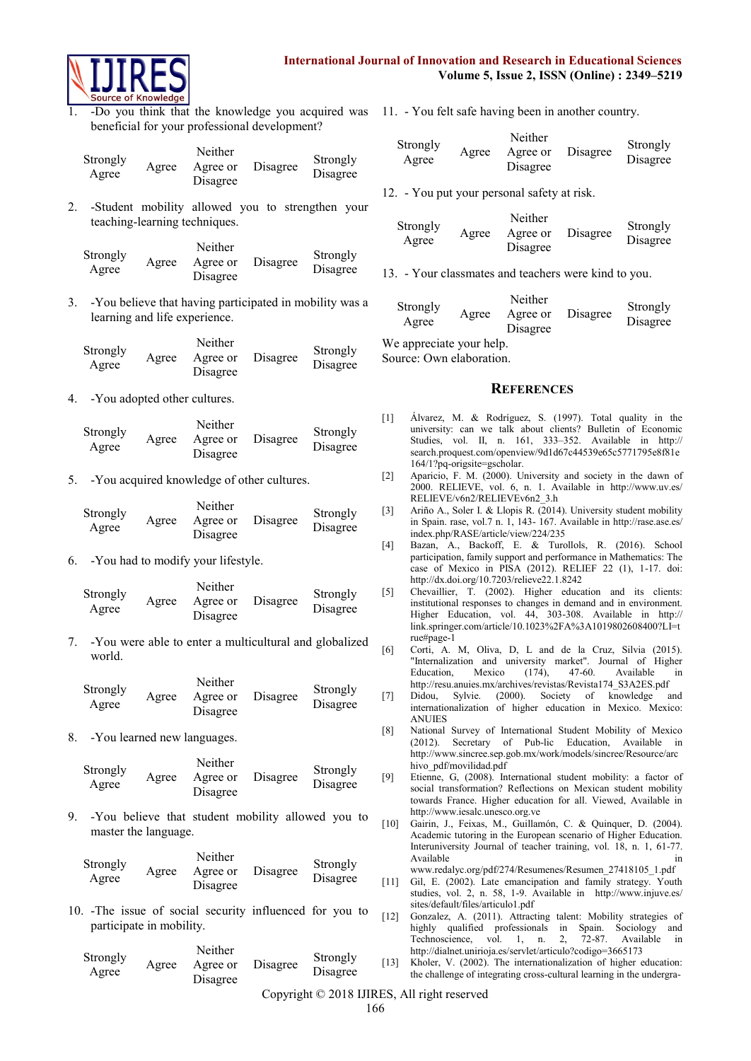1. -Do you think that the knowledge you acquired was beneficial for your professional development?

| Strongly Agree | Agree | Neither Agree or Disagree | Disagree | Strongly Disagree |
|---|---|---|---|---|

2. -Student mobility allowed you to strengthen your teaching-learning techniques.

| Strongly Agree | Agree | Neither Agree or Disagree | Disagree | Strongly Disagree |
|---|---|---|---|---|

3. -You believe that having participated in mobility was a learning and life experience.

| Strongly Agree | Agree | Neither Agree or Disagree | Disagree | Strongly Disagree |
|---|---|---|---|---|

4. -You adopted other cultures.

| Strongly Agree | Agree | Neither Agree or Disagree | Disagree | Strongly Disagree |
|---|---|---|---|---|

5. -You acquired knowledge of other cultures.

| Strongly Agree | Agree | Neither Agree or Disagree | Disagree | Strongly Disagree |
|---|---|---|---|---|

6. -You had to modify your lifestyle.

| Strongly Agree | Agree | Neither Agree or Disagree | Disagree | Strongly Disagree |
|---|---|---|---|---|

7. -You were able to enter a multicultural and globalized world.

| Strongly Agree | Agree | Neither Agree or Disagree | Disagree | Strongly Disagree |
|---|---|---|---|---|

8. -You learned new languages.

| Strongly Agree | Agree | Neither Agree or Disagree | Disagree | Strongly Disagree |
|---|---|---|---|---|

9. -You believe that student mobility allowed you to master the language.

| Strongly Agree | Agree | Neither Agree or Disagree | Disagree | Strongly Disagree |
|---|---|---|---|---|

10. -The issue of social security influenced for you to participate in mobility.

| Strongly Agree | Agree | Neither Agree or Disagree | Disagree | Strongly Disagree |
|---|---|---|---|---|

11. - You felt safe having been in another country.

| Strongly Agree | Agree | Neither Agree or Disagree | Disagree | Strongly Disagree |
|---|---|---|---|---|

12. - You put your personal safety at risk.

| Strongly Agree | Agree | Neither Agree or Disagree | Disagree | Strongly Disagree |
|---|---|---|---|---|

13. - Your classmates and teachers were kind to you.

| Strongly Agree | Agree | Neither Agree or Disagree | Disagree | Strongly Disagree |
|---|---|---|---|---|

We appreciate your help.
Source: Own elaboration.

## References

[1] Álvarez, M. & Rodríguez, S. (1997). Total quality in the university: can we talk about clients? Bulletin of Economic Studies, vol. II, n. 161, 333–352. Available in http://search.proquest.com/openview/9d1d67c44539e65c5771795e8f81e164/1?pq-origsite=gscholar.

[2] Aparicio, F. M. (2000). University and society in the dawn of 2000. RELIEVE, vol. 6, n. 1. Available in http://www.uv.es/RELIEVE/v6n2/RELIEVEv6n2_3.h

[3] Ariño A., Soler I. & Llopis R. (2014). University student mobility in Spain. rase, vol.7 n. 1, 143- 167. Available in http://rase.ase.es/index.php/RASE/article/view/224/235

[4] Bazan, A., Backoff, E. & Turollols, R. (2016). School participation, family support and performance in Mathematics: The case of Mexico in PISA (2012). RELIEF 22 (1), 1-17. doi: http://dx.doi.org/10.7203/relieve22.1.8242

[5] Chevaillier, T. (2002). Higher education and its clients: institutional responses to changes in demand and in environment. Higher Education, vol. 44, 303-308. Available in http://link.springer.com/article/10.1023%2FA%3A1019802608400?LI=true#page-1

[6] Corti, A. M, Oliva, D, L and de la Cruz, Silvia (2015). "Internalization and university market". Journal of Higher Education, Mexico (174), 47-60. Available in http://resu.anuies.mx/archives/revistas/Revista174_S3A2ES.pdf

[7] Didou, Sylvie. (2000). Society of knowledge and internationalization of higher education in Mexico. Mexico: ANUIES

[8] National Survey of International Student Mobility of Mexico (2012). Secretary of Pub-lic Education, Available in http://www.sincree.sep.gob.mx/work/models/sincree/Resource/archivo_pdf/movilidad.pdf

[9] Etienne, G, (2008). International student mobility: a factor of social transformation? Reflections on Mexican student mobility towards France. Higher education for all. Viewed, Available in http://www.iesalc.unesco.org.ve

[10] Gairin, J., Feixas, M., Guillamón, C. & Quinquer, D. (2004). Academic tutoring in the European scenario of Higher Education. Interuniversity Journal of teacher training, vol. 18, n. 1, 61-77. Available in www.redalyc.org/pdf/274/Resumenes/Resumen_27418105_1.pdf

[11] Gil, E. (2002). Late emancipation and family strategy. Youth studies, vol. 2, n. 58, 1-9. Available in http://www.injuve.es/sites/default/files/articulo1.pdf

[12] Gonzalez, A. (2011). Attracting talent: Mobility strategies of highly qualified professionals in Spain. Sociology and Technoscience, vol. 1, n. 2, 72-87. Available in http://dialnet.unirioja.es/servlet/articulo?codigo=3665173

[13] Kholer, V. (2002). The internationalization of higher education: the challenge of integrating cross-cultural learning in the undergra-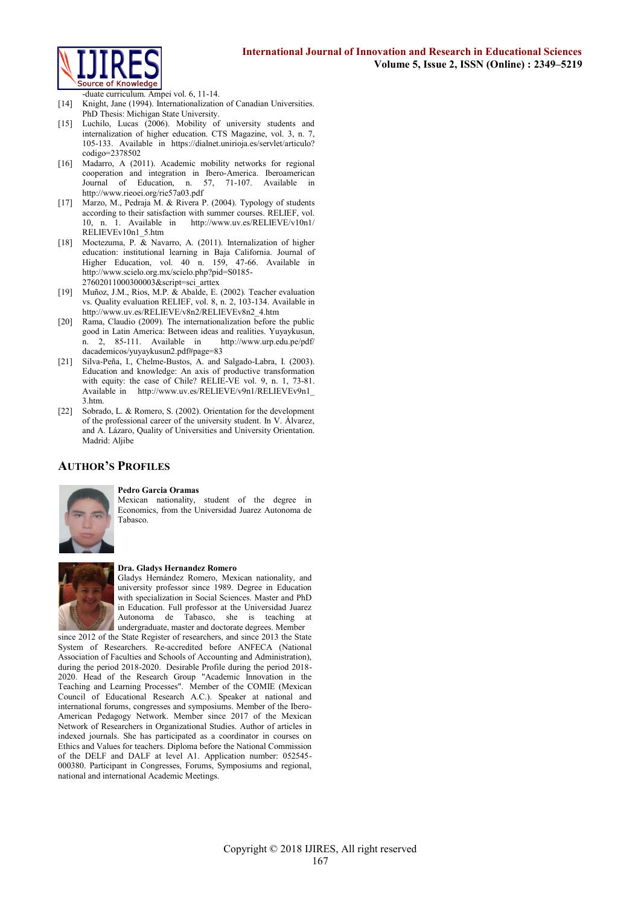-duate curriculum. Ampei vol. 6, 11-14.

[14] Knight, Jane (1994). Internationalization of Canadian Universities. PhD Thesis: Michigan State University.

[15] Luchilo, Lucas (2006). Mobility of university students and internalization of higher education. CTS Magazine, vol. 3, n. 7, 105-133. Available in https://dialnet.unirioja.es/servlet/articulo?codigo=2378502

[16] Madarro, A (2011). Academic mobility networks for regional cooperation and integration in Ibero-America. Iberoamerican Journal of Education, n. 57, 71-107. Available in http://www.rieoei.org/rie57a03.pdf

[17] Marzo, M., Pedraja M. & Rivera P. (2004). Typology of students according to their satisfaction with summer courses. RELIEF, vol. 10, n. 1. Available in http://www.uv.es/RELIEVE/v10n1/RELIEVEv10n1_5.htm

[18] Moctezuma, P. & Navarro, A. (2011). Internalization of higher education: institutional learning in Baja California. Journal of Higher Education, vol. 40 n. 159, 47-66. Available in http://www.scielo.org.mx/scielo.php?pid=S0185-27602011000300003&script=sci_arttex

[19] Muñoz, J.M., Rios, M.P. & Abalde, E. (2002). Teacher evaluation vs. Quality evaluation RELIEF, vol. 8, n. 2, 103-134. Available in http://www.uv.es/RELIEVE/v8n2/RELIEVEv8n2_4.htm

[20] Rama, Claudio (2009). The internationalization before the public good in Latin America: Between ideas and realities. Yuyaykusun, n. 2, 85-111. Available in http://www.urp.edu.pe/pdf/dacademicos/yuyaykusun2.pdf#page=83

[21] Silva-Peña, I., Chelme-Bustos, A. and Salgado-Labra, I. (2003). Education and knowledge: An axis of productive transformation with equity: the case of Chile? RELIE-VE vol. 9, n. 1, 73-81. Available in http://www.uv.es/RELIEVE/v9n1/RELIEVEv9n1_3.htm

[22] Sobrado, L. & Romero, S. (2002). Orientation for the development of the professional career of the university student. In V. Álvarez, and A. Lázaro, Quality of Universities and University Orientation. Madrid: Aljibe

## Author's Profiles

**Pedro Garcia Oramas**
Mexican nationality, student of the degree in Economics, from the Universidad Juarez Autonoma de Tabasco.

**Dra. Gladys Hernandez Romero**
Gladys Hernández Romero, Mexican nationality, and university professor since 1989. Degree in Education with specialization in Social Sciences. Master and PhD in Education. Full professor at the Universidad Juarez Autonoma de Tabasco, she is teaching at undergraduate, master and doctorate degrees. Member since 2012 of the State Register of researchers, and since 2013 the State System of Researchers. Re-accredited before ANFECA (National Association of Faculties and Schools of Accounting and Administration), during the period 2018-2020. Desirable Profile during the period 2018-2020. Head of the Research Group "Academic Innovation in the Teaching and Learning Processes". Member of the COMIE (Mexican Council of Educational Research A.C.). Speaker at national and international forums, congresses and symposiums. Member of the Ibero-American Pedagogy Network. Member since 2017 of the Mexican Network of Researchers in Organizational Studies. Author of articles in indexed journals. She has participated as a coordinator in courses on Ethics and Values for teachers. Diploma before the National Commission of the DELF and DALF at level A1. Application number: 052545-000380. Participant in Congresses, Forums, Symposiums and regional, national and international Academic Meetings.